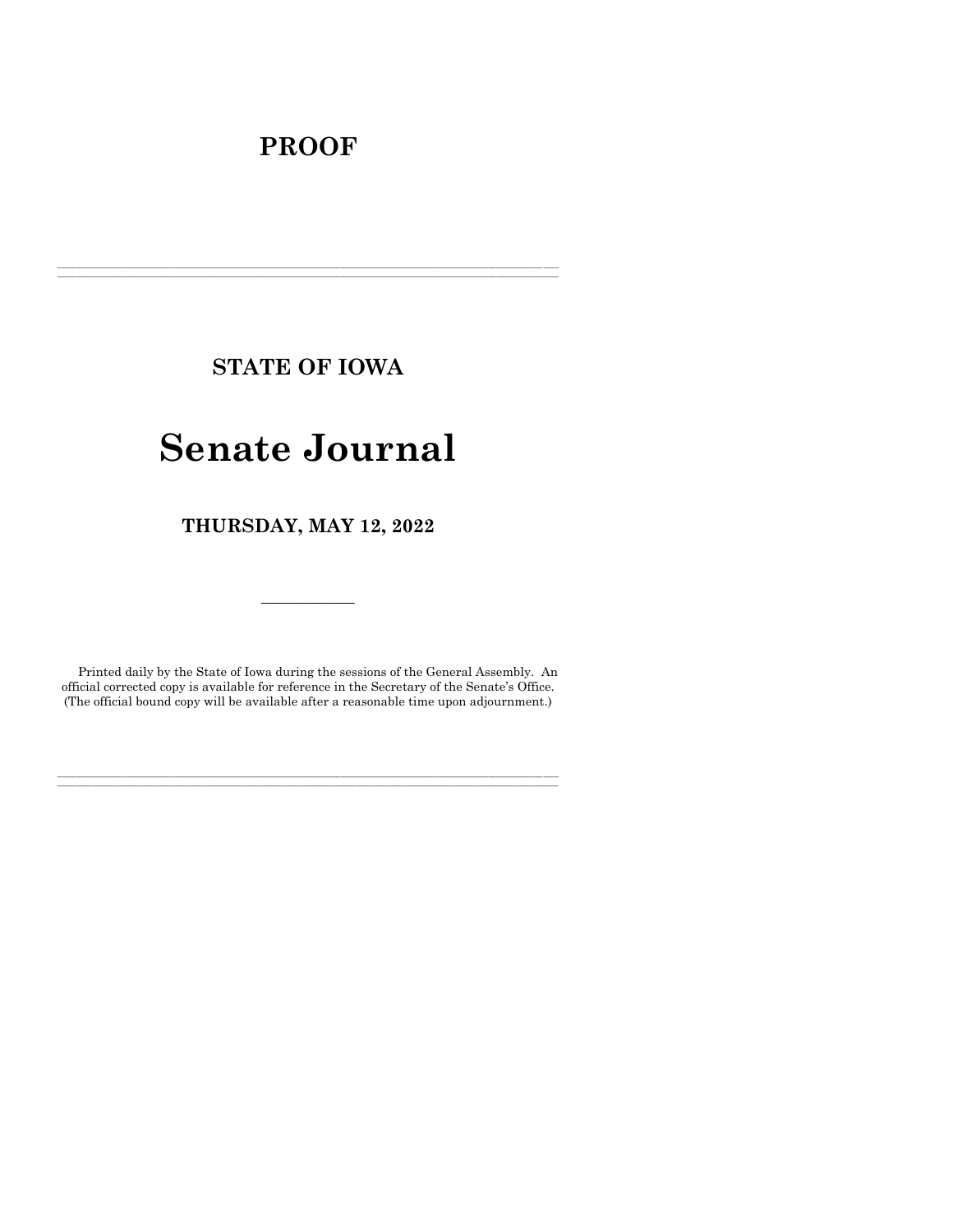# PROOF

---

## STATE OF IOWA

# Senate Journal

## THURSDAY, MAY 12, 2022

---

Printed daily by the State of Iowa during the sessions of the General Assembly. An official corrected copy is available for reference in the Secretary of the Senate's Office. (The official bound copy will be available after a reasonable time upon adjournment.)

---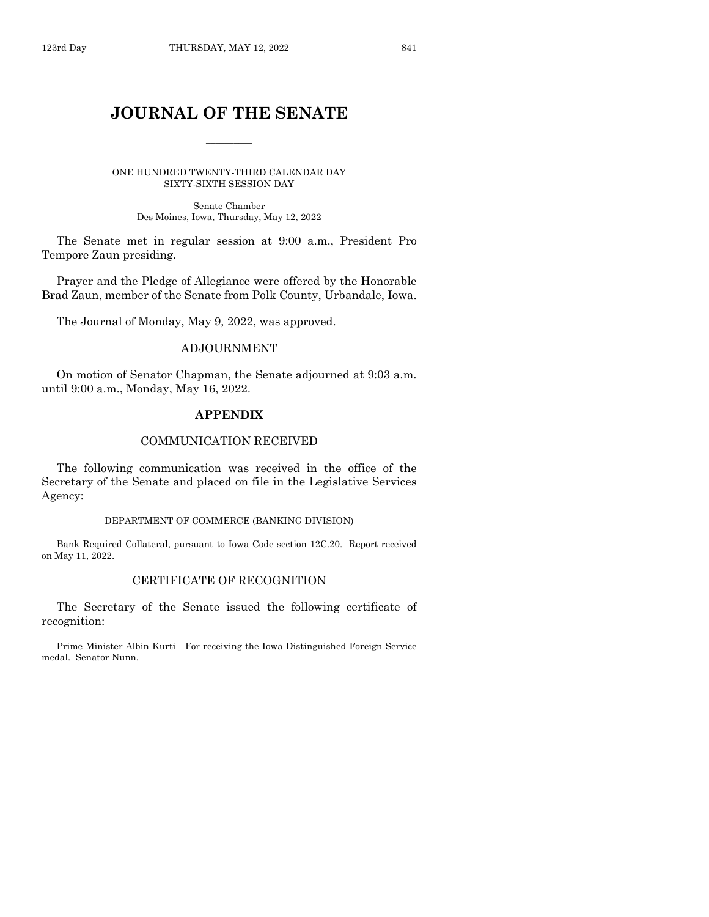# JOURNAL OF THE SENATE

ONE HUNDRED TWENTY-THIRD CALENDAR DAY
SIXTY-SIXTH SESSION DAY

Senate Chamber
Des Moines, Iowa, Thursday, May 12, 2022

The Senate met in regular session at 9:00 a.m., President Pro Tempore Zaun presiding.

Prayer and the Pledge of Allegiance were offered by the Honorable Brad Zaun, member of the Senate from Polk County, Urbandale, Iowa.

The Journal of Monday, May 9, 2022, was approved.

## ADJOURNMENT

On motion of Senator Chapman, the Senate adjourned at 9:03 a.m. until 9:00 a.m., Monday, May 16, 2022.

## APPENDIX

## COMMUNICATION RECEIVED

The following communication was received in the office of the Secretary of the Senate and placed on file in the Legislative Services Agency:

DEPARTMENT OF COMMERCE (BANKING DIVISION)

Bank Required Collateral, pursuant to Iowa Code section 12C.20. Report received on May 11, 2022.

## CERTIFICATE OF RECOGNITION

The Secretary of the Senate issued the following certificate of recognition:

Prime Minister Albin Kurti—For receiving the Iowa Distinguished Foreign Service medal. Senator Nunn.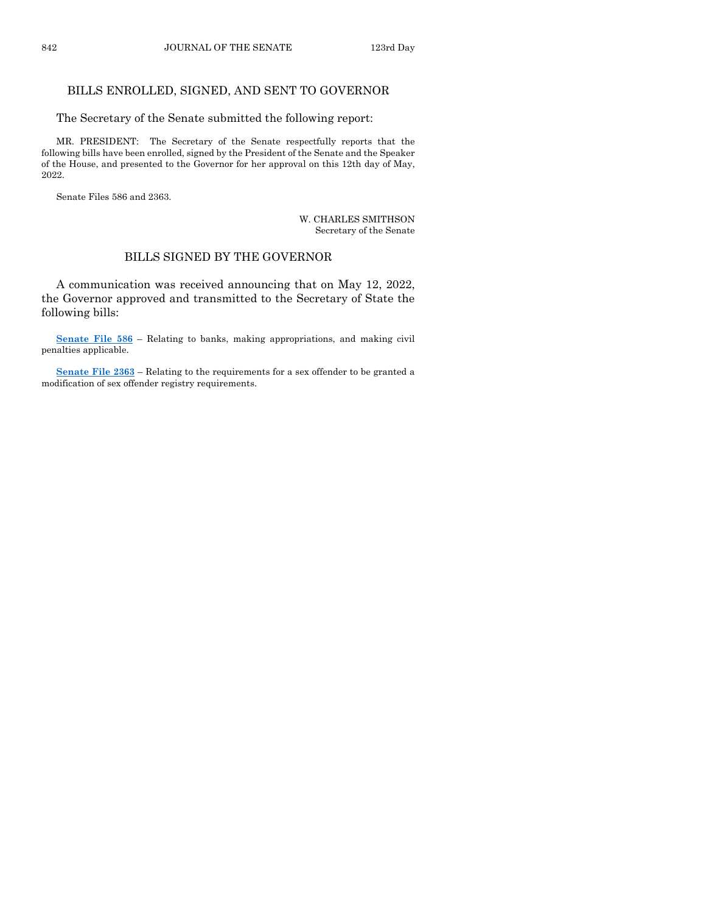## BILLS ENROLLED, SIGNED, AND SENT TO GOVERNOR

The Secretary of the Senate submitted the following report:

MR. PRESIDENT: The Secretary of the Senate respectfully reports that the following bills have been enrolled, signed by the President of the Senate and the Speaker of the House, and presented to the Governor for her approval on this 12th day of May, 2022.

Senate Files 586 and 2363.

W. CHARLES SMITHSON
Secretary of the Senate

## BILLS SIGNED BY THE GOVERNOR

A communication was received announcing that on May 12, 2022, the Governor approved and transmitted to the Secretary of State the following bills:

**Senate File 586** – Relating to banks, making appropriations, and making civil penalties applicable.

**Senate File 2363** – Relating to the requirements for a sex offender to be granted a modification of sex offender registry requirements.